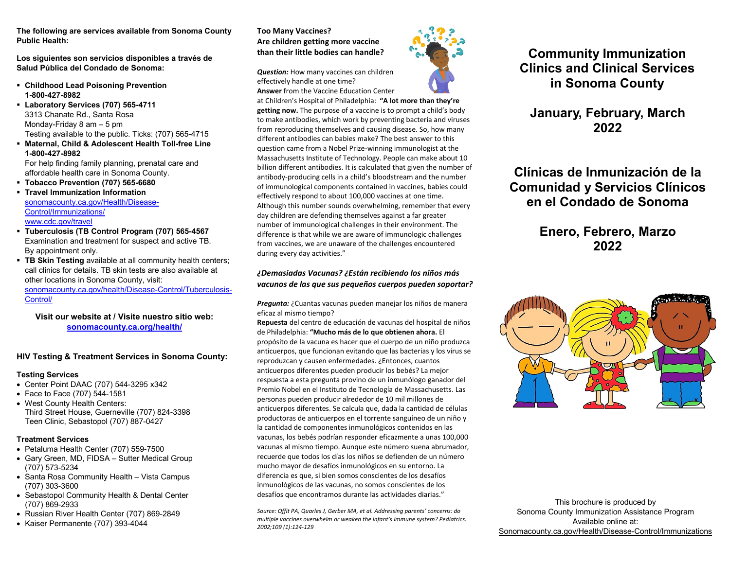**The following are services available from Sonoma County Public Health:**

**Los siguientes son servicios disponibles a través de Salud Pública del Condado de Sonoma:**

- **Childhood Lead Poisoning Prevention 1-800-427-8982**
- **Laboratory Services (707) 565-4711**
  3313 Chanate Rd., Santa Rosa
  Monday-Friday 8 am – 5 pm
  Testing available to the public. Ticks: (707) 565-4715
- **Maternal, Child & Adolescent Health Toll-free Line 1-800-427-8982**
  For help finding family planning, prenatal care and affordable health care in Sonoma County.
- **Tobacco Prevention (707) 565-6680**
- **Travel Immunization Information**
  sonomacounty.ca.gov/Health/Disease-Control/Immunizations/
  www.cdc.gov/travel
- **Tuberculosis (TB Control Program (707) 565-4567**
  Examination and treatment for suspect and active TB. By appointment only.
- **TB Skin Testing** available at all community health centers; call clinics for details. TB skin tests are also available at other locations in Sonoma County, visit: sonomacounty.ca.gov/health/Disease-Control/Tuberculosis-Control/

**Visit our website at / Visite nuestro sitio web: sonomacounty.ca.org/health/**

### HIV Testing & Treatment Services in Sonoma County:

**Testing Services**

- Center Point DAAC (707) 544-3295 x342
- Face to Face (707) 544-1581
- West County Health Centers:
  Third Street House, Guerneville (707) 824-3398
  Teen Clinic, Sebastopol (707) 887-0427

**Treatment Services**

- Petaluma Health Center (707) 559-7500
- Gary Green, MD, FIDSA – Sutter Medical Group (707) 573-5234
- Santa Rosa Community Health – Vista Campus (707) 303-3600
- Sebastopol Community Health & Dental Center (707) 869-2933
- Russian River Health Center (707) 869-2849
- Kaiser Permanente (707) 393-4044

### Too Many Vaccines? Are children getting more vaccine than their little bodies can handle?

***Question:*** How many vaccines can children effectively handle at one time?

**Answer** from the Vaccine Education Center at Children's Hospital of Philadelphia: **"A lot more than they're getting now.** The purpose of a vaccine is to prompt a child's body to make antibodies, which work by preventing bacteria and viruses from reproducing themselves and causing disease. So, how many different antibodies can babies make? The best answer to this question came from a Nobel Prize-winning immunologist at the Massachusetts Institute of Technology. People can make about 10 billion different antibodies. It is calculated that given the number of antibody-producing cells in a child's bloodstream and the number of immunological components contained in vaccines, babies could effectively respond to about 100,000 vaccines at one time. Although this number sounds overwhelming, remember that every day children are defending themselves against a far greater number of immunological challenges in their environment. The difference is that while we are aware of immunologic challenges from vaccines, we are unaware of the challenges encountered during every day activities."

### *¿Demasiadas Vacunas? ¿Están recibiendo los niños más vacunos de las que sus pequeños cuerpos pueden soportar?*

***Pregunta:*** ¿Cuantas vacunas pueden manejar los niños de manera eficaz al mismo tiempo?

**Repuesta** del centro de educación de vacunas del hospital de niños de Philadelphia: **"Mucho más de lo que obtienen ahora.** El propósito de la vacuna es hacer que el cuerpo de un niño produzca anticuerpos, que funcionan evitando que las bacterias y los virus se reproduzcan y causen enfermedades. ¿Entonces, cuantos anticuerpos diferentes pueden producir los bebés? La mejor respuesta a esta pregunta provino de un inmunólogo ganador del Premio Nobel en el Instituto de Tecnología de Massachusetts. Las personas pueden producir alrededor de 10 mil millones de anticuerpos diferentes. Se calcula que, dada la cantidad de células productoras de anticuerpos en el torrente sanguíneo de un niño y la cantidad de componentes inmunológicos contenidos en las vacunas, los bebés podrían responder eficazmente a unas 100,000 vacunas al mismo tiempo. Aunque este número suena abrumador, recuerde que todos los días los niños se defienden de un número mucho mayor de desafíos inmunológicos en su entorno. La diferencia es que, si bien somos conscientes de los desafíos inmunológicos de las vacunas, no somos conscientes de los desafíos que encontramos durante las actividades diarias."

*Source: Offit PA, Quarles J, Gerber MA, et al. Addressing parents' concerns: do multiple vaccines overwhelm or weaken the infant's immune system? Pediatrics. 2002;109 (1):124-129*

# Community Immunization Clinics and Clinical Services in Sonoma County

## January, February, March 2022

# Clínicas de Inmunización de la Comunidad y Servicios Clínicos en el Condado de Sonoma

## Enero, Febrero, Marzo 2022

This brochure is produced by
Sonoma County Immunization Assistance Program
Available online at:
Sonomacounty.ca.gov/Health/Disease-Control/Immunizations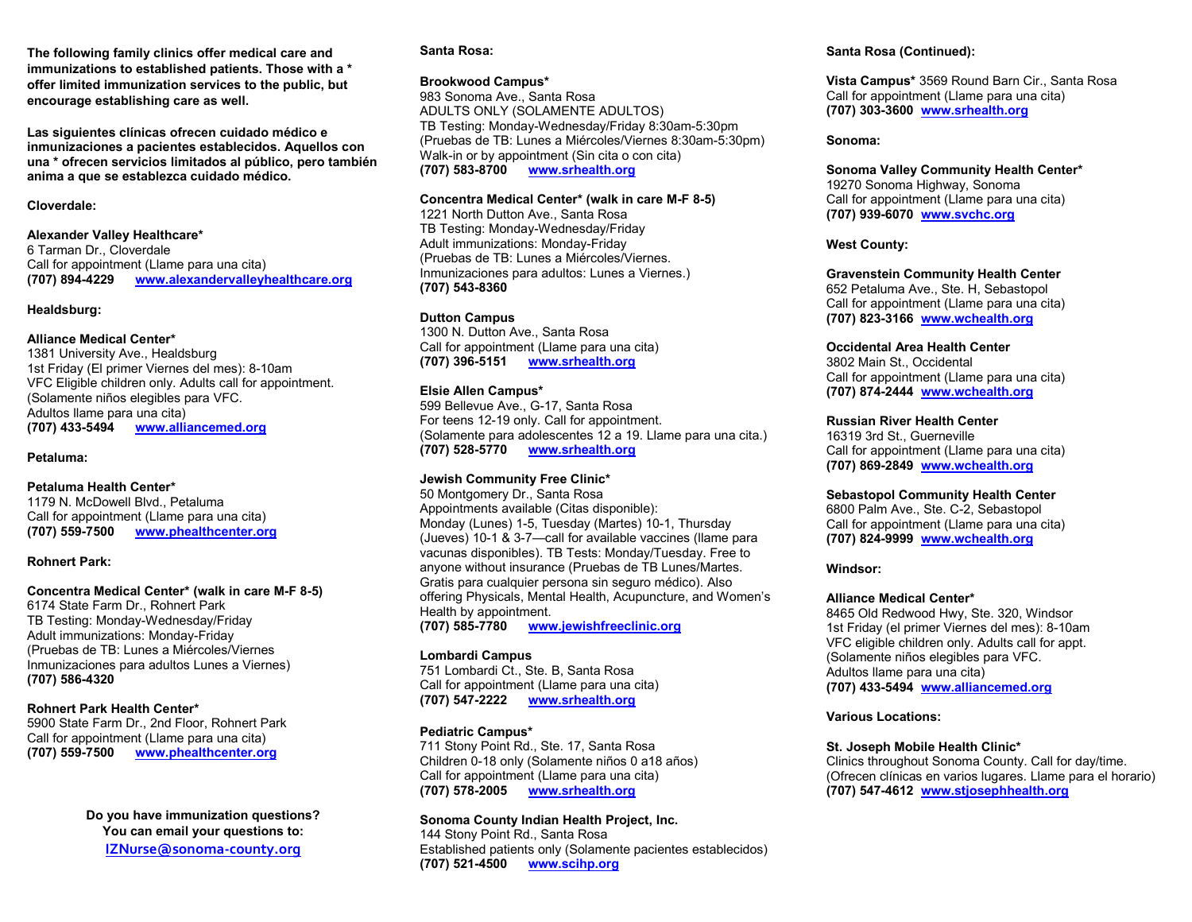**The following family clinics offer medical care and immunizations to established patients. Those with a * offer limited immunization services to the public, but encourage establishing care as well.**

**Las siguientes clínicas ofrecen cuidado médico e inmunizaciones a pacientes establecidos. Aquellos con una * ofrecen servicios limitados al público, pero también anima a que se establezca cuidado médico.**

**Cloverdale:**

**Alexander Valley Healthcare***
6 Tarman Dr., Cloverdale
Call for appointment (Llame para una cita)
**(707) 894-4229** [www.alexandervalleyhealthcare.org](http://www.alexandervalleyhealthcare.org)

**Healdsburg:**

**Alliance Medical Center***
1381 University Ave., Healdsburg
1st Friday (El primer Viernes del mes): 8-10am
VFC Eligible children only. Adults call for appointment.
(Solamente niños elegibles para VFC.
Adultos llame para una cita)
**(707) 433-5494** [www.alliancemed.org](http://www.alliancemed.org)

**Petaluma:**

**Petaluma Health Center***
1179 N. McDowell Blvd., Petaluma
Call for appointment (Llame para una cita)
**(707) 559-7500** [www.phealthcenter.org](http://www.phealthcenter.org)

**Rohnert Park:**

**Concentra Medical Center* (walk in care M-F 8-5)**
6174 State Farm Dr., Rohnert Park
TB Testing: Monday-Wednesday/Friday
Adult immunizations: Monday-Friday
(Pruebas de TB: Lunes a Miércoles/Viernes
Inmunizaciones para adultos Lunes a Viernes)
**(707) 586-4320**

**Rohnert Park Health Center***
5900 State Farm Dr., 2nd Floor, Rohnert Park
Call for appointment (Llame para una cita)
**(707) 559-7500** [www.phealthcenter.org](http://www.phealthcenter.org)

**Do you have immunization questions?**
**You can email your questions to:**
[IZNurse@sonoma-county.org](mailto:IZNurse@sonoma-county.org)

**Santa Rosa:**

**Brookwood Campus***
983 Sonoma Ave., Santa Rosa
ADULTS ONLY (SOLAMENTE ADULTOS)
TB Testing: Monday-Wednesday/Friday 8:30am-5:30pm
(Pruebas de TB: Lunes a Miércoles/Viernes 8:30am-5:30pm)
Walk-in or by appointment (Sin cita o con cita)
**(707) 583-8700** [www.srhealth.org](http://www.srhealth.org)

**Concentra Medical Center* (walk in care M-F 8-5)**
1221 North Dutton Ave., Santa Rosa
TB Testing: Monday-Wednesday/Friday
Adult immunizations: Monday-Friday
(Pruebas de TB: Lunes a Miércoles/Viernes.
Inmunizaciones para adultos: Lunes a Viernes.)
**(707) 543-8360**

**Dutton Campus**
1300 N. Dutton Ave., Santa Rosa
Call for appointment (Llame para una cita)
**(707) 396-5151** [www.srhealth.org](http://www.srhealth.org)

**Elsie Allen Campus***
599 Bellevue Ave., G-17, Santa Rosa
For teens 12-19 only. Call for appointment.
(Solamente para adolescentes 12 a 19. Llame para una cita.)
**(707) 528-5770** [www.srhealth.org](http://www.srhealth.org)

**Jewish Community Free Clinic***
50 Montgomery Dr., Santa Rosa
Appointments available (Citas disponible):
Monday (Lunes) 1-5, Tuesday (Martes) 10-1, Thursday (Jueves) 10-1 & 3-7—call for available vaccines (llame para vacunas disponibles). TB Tests: Monday/Tuesday. Free to anyone without insurance (Pruebas de TB Lunes/Martes. Gratis para cualquier persona sin seguro médico). Also offering Physicals, Mental Health, Acupuncture, and Women's Health by appointment.
**(707) 585-7780** [www.jewishfreeclinic.org](http://www.jewishfreeclinic.org)

**Lombardi Campus**
751 Lombardi Ct., Ste. B, Santa Rosa
Call for appointment (Llame para una cita)
**(707) 547-2222** [www.srhealth.org](http://www.srhealth.org)

**Pediatric Campus***
711 Stony Point Rd., Ste. 17, Santa Rosa
Children 0-18 only (Solamente niños 0 a18 años)
Call for appointment (Llame para una cita)
**(707) 578-2005** [www.srhealth.org](http://www.srhealth.org)

**Sonoma County Indian Health Project, Inc.**
144 Stony Point Rd., Santa Rosa
Established patients only (Solamente pacientes establecidos)
**(707) 521-4500** [www.scihp.org](http://www.scihp.org)

**Santa Rosa (Continued):**

**Vista Campus*** 3569 Round Barn Cir., Santa Rosa
Call for appointment (Llame para una cita)
**(707) 303-3600** [www.srhealth.org](http://www.srhealth.org)

**Sonoma:**

**Sonoma Valley Community Health Center***
19270 Sonoma Highway, Sonoma
Call for appointment (Llame para una cita)
**(707) 939-6070** [www.svchc.org](http://www.svchc.org)

**West County:**

**Gravenstein Community Health Center**
652 Petaluma Ave., Ste. H, Sebastopol
Call for appointment (Llame para una cita)
**(707) 823-3166** [www.wchealth.org](http://www.wchealth.org)

**Occidental Area Health Center**
3802 Main St., Occidental
Call for appointment (Llame para una cita)
**(707) 874-2444** [www.wchealth.org](http://www.wchealth.org)

**Russian River Health Center**
16319 3rd St., Guerneville
Call for appointment (Llame para una cita)
**(707) 869-2849** [www.wchealth.org](http://www.wchealth.org)

**Sebastopol Community Health Center**
6800 Palm Ave., Ste. C-2, Sebastopol
Call for appointment (Llame para una cita)
**(707) 824-9999** [www.wchealth.org](http://www.wchealth.org)

**Windsor:**

**Alliance Medical Center***
8465 Old Redwood Hwy, Ste. 320, Windsor
1st Friday (el primer Viernes del mes): 8-10am
VFC eligible children only. Adults call for appt.
(Solamente niños elegibles para VFC.
Adultos llame para una cita)
**(707) 433-5494** [www.alliancemed.org](http://www.alliancemed.org)

**Various Locations:**

**St. Joseph Mobile Health Clinic***
Clinics throughout Sonoma County. Call for day/time.
(Ofrecen clínicas en varios lugares. Llame para el horario)
**(707) 547-4612** [www.stjosephhealth.org](http://www.stjosephhealth.org)